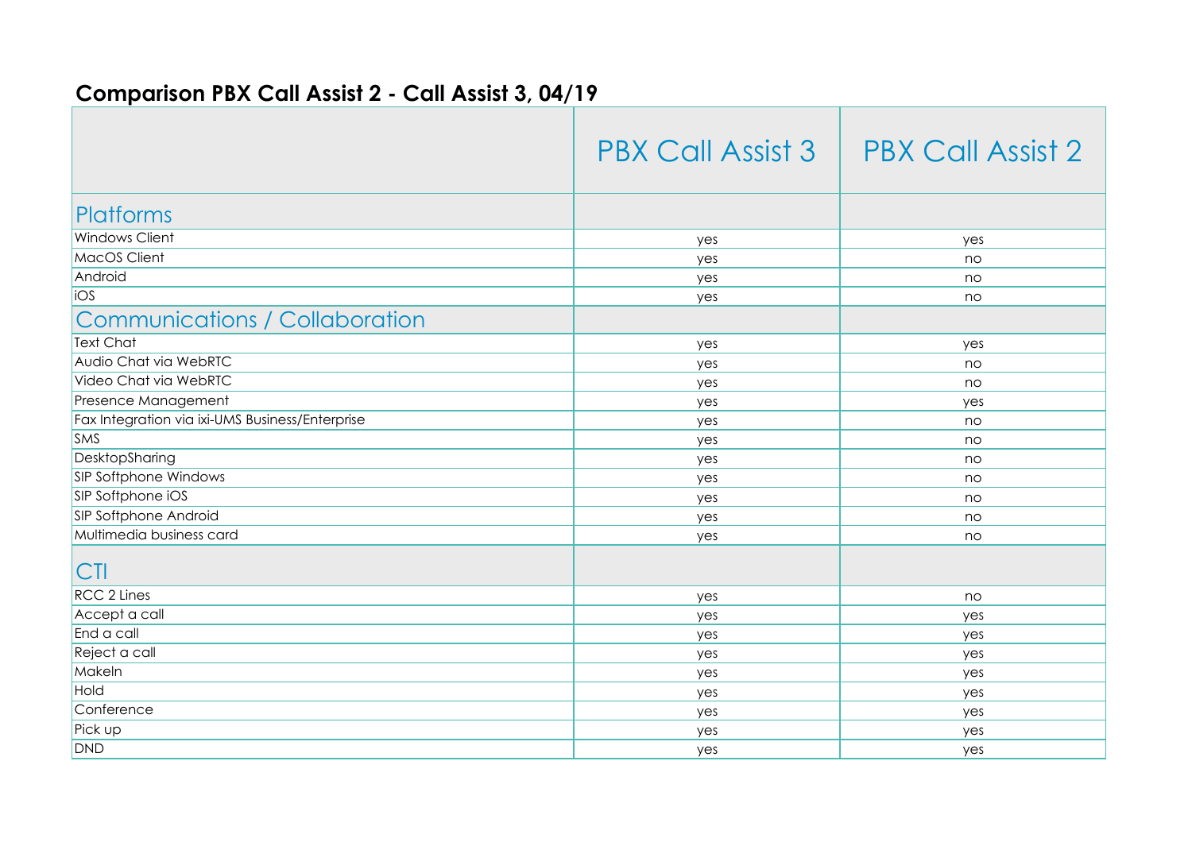# Comparison PBX Call Assist 2 - Call Assist 3, 04/19

| | PBX Call Assist 3 | PBX Call Assist 2 |
|---|---|---|
| **Platforms** | | |
| Windows Client | yes | yes |
| MacOS Client | yes | no |
| Android | yes | no |
| iOS | yes | no |
| **Communications / Collaboration** | | |
| Text Chat | yes | yes |
| Audio Chat via WebRTC | yes | no |
| Video Chat via WebRTC | yes | no |
| Presence Management | yes | yes |
| Fax Integration via ixi-UMS Business/Enterprise | yes | no |
| SMS | yes | no |
| DesktopSharing | yes | no |
| SIP Softphone Windows | yes | no |
| SIP Softphone iOS | yes | no |
| SIP Softphone Android | yes | no |
| Multimedia business card | yes | no |
| **CTI** | | |
| RCC 2 Lines | yes | no |
| Accept a call | yes | yes |
| End a call | yes | yes |
| Reject a call | yes | yes |
| MakeIn | yes | yes |
| Hold | yes | yes |
| Conference | yes | yes |
| Pick up | yes | yes |
| DND | yes | yes |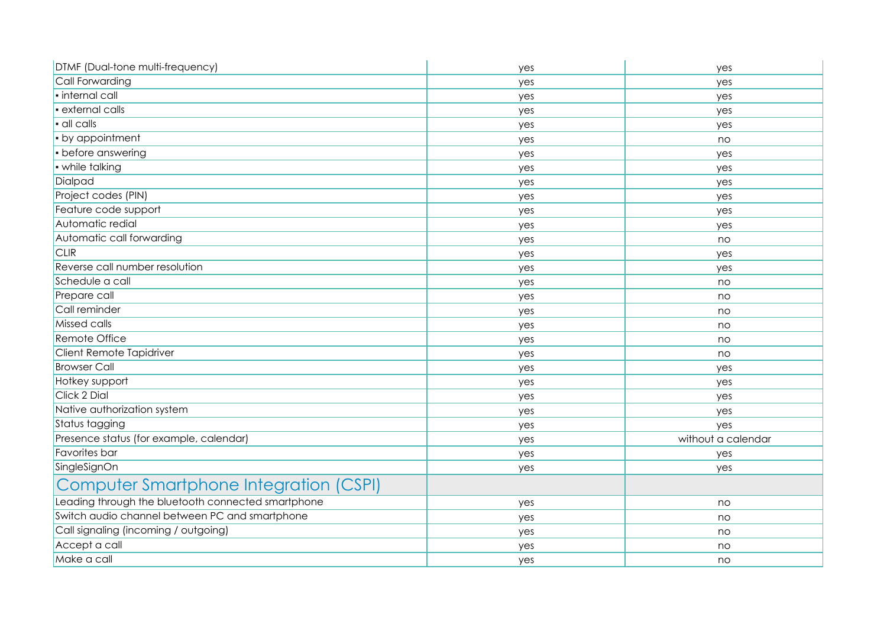| | | |
|---|---|---|
| DTMF (Dual-tone multi-frequency) | yes | yes |
| Call Forwarding | yes | yes |
| ▪ internal call | yes | yes |
| ▪ external calls | yes | yes |
| ▪ all calls | yes | yes |
| ▪ by appointment | yes | no |
| ▪ before answering | yes | yes |
| ▪ while talking | yes | yes |
| Dialpad | yes | yes |
| Project codes (PIN) | yes | yes |
| Feature code support | yes | yes |
| Automatic redial | yes | yes |
| Automatic call forwarding | yes | no |
| CLIR | yes | yes |
| Reverse call number resolution | yes | yes |
| Schedule a call | yes | no |
| Prepare call | yes | no |
| Call reminder | yes | no |
| Missed calls | yes | no |
| Remote Office | yes | no |
| Client Remote Tapidriver | yes | no |
| Browser Call | yes | yes |
| Hotkey support | yes | yes |
| Click 2 Dial | yes | yes |
| Native authorization system | yes | yes |
| Status tagging | yes | yes |
| Presence status (for example, calendar) | yes | without a calendar |
| Favorites bar | yes | yes |
| SingleSignOn | yes | yes |
| **Computer Smartphone Integration (CSPI)** | | |
| Leading through the bluetooth connected smartphone | yes | no |
| Switch audio channel between PC and smartphone | yes | no |
| Call signaling (incoming / outgoing) | yes | no |
| Accept a call | yes | no |
| Make a call | yes | no |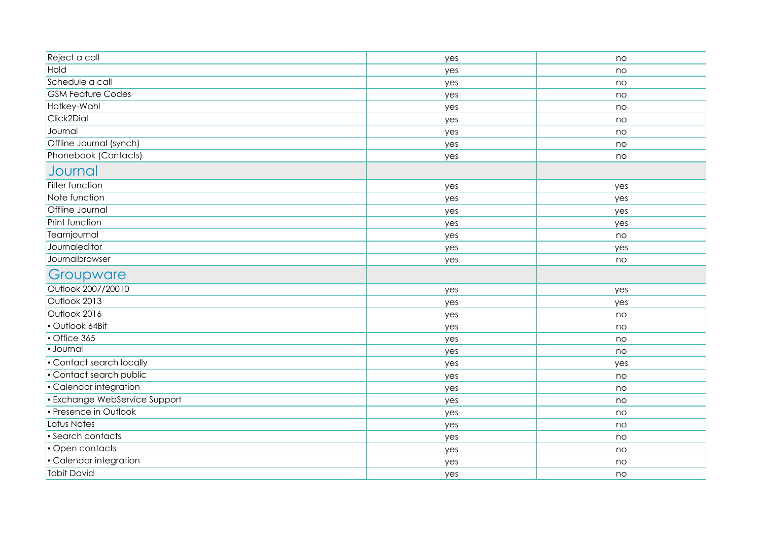| | | |
|---|---|---|
| Reject a call | yes | no |
| Hold | yes | no |
| Schedule a call | yes | no |
| GSM Feature Codes | yes | no |
| Hotkey-Wahl | yes | no |
| Click2Dial | yes | no |
| Journal | yes | no |
| Offline Journal (synch) | yes | no |
| Phonebook (Contacts) | yes | no |
| **Journal** | | |
| Filter function | yes | yes |
| Note function | yes | yes |
| Offline Journal | yes | yes |
| Print function | yes | yes |
| Teamjournal | yes | no |
| Journaleditor | yes | yes |
| Journalbrowser | yes | no |
| **Groupware** | | |
| Outlook 2007/20010 | yes | yes |
| Outlook 2013 | yes | yes |
| Outlook 2016 | yes | no |
| ▪ Outlook 64Bit | yes | no |
| ▪ Office 365 | yes | no |
| ▪ Journal | yes | no |
| ▪ Contact search locally | yes | yes |
| ▪ Contact search public | yes | no |
| ▪ Calendar integration | yes | no |
| ▪ Exchange WebService Support | yes | no |
| ▪ Presence in Outlook | yes | no |
| Lotus Notes | yes | no |
| ▪ Search contacts | yes | no |
| ▪ Open contacts | yes | no |
| ▪ Calendar integration | yes | no |
| Tobit David | yes | no |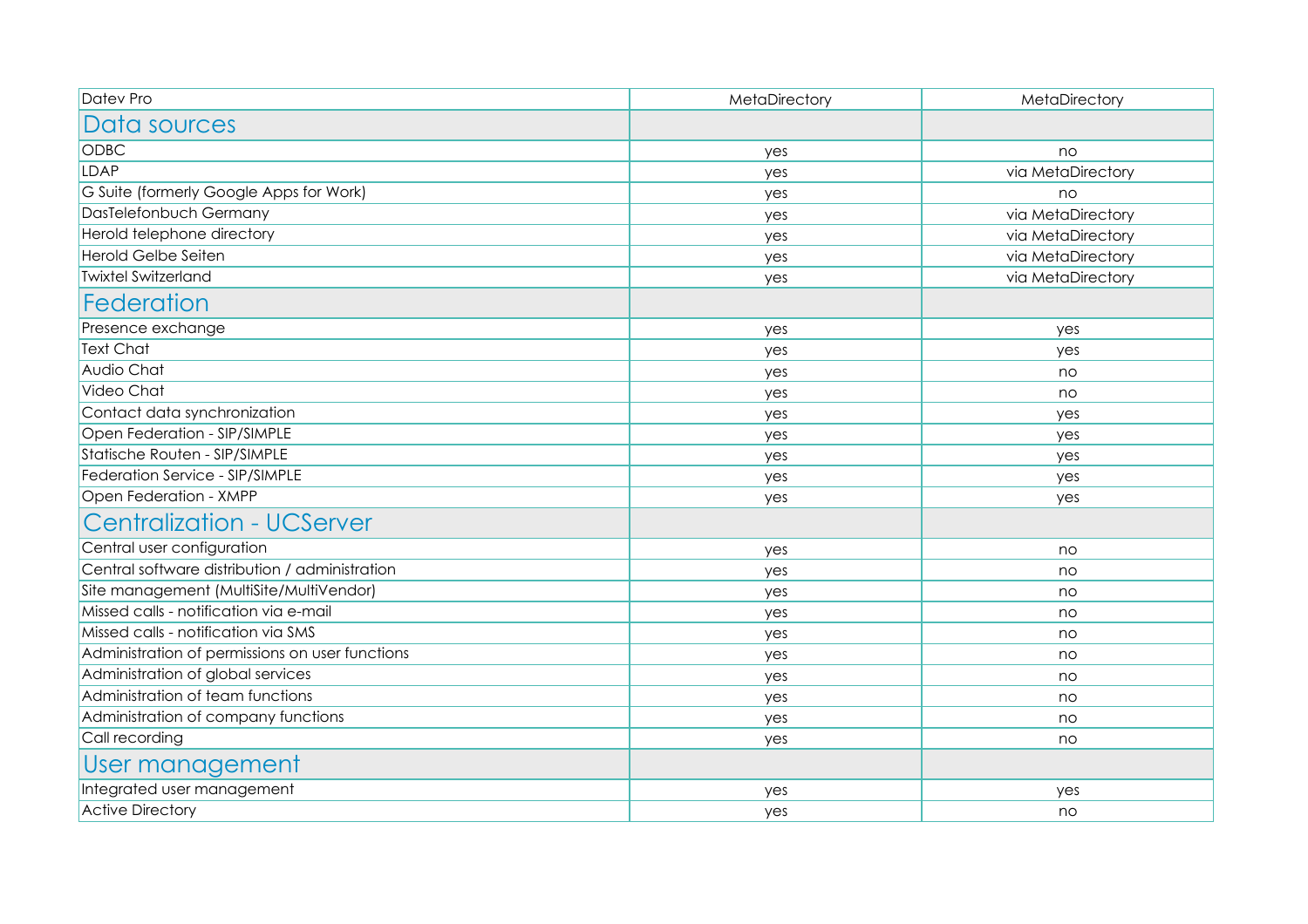| Datev Pro | MetaDirectory | MetaDirectory |
| --- | --- | --- |
| **Data sources** | | |
| ODBC | yes | no |
| LDAP | yes | via MetaDirectory |
| G Suite (formerly Google Apps for Work) | yes | no |
| DasTelefonbuch Germany | yes | via MetaDirectory |
| Herold telephone directory | yes | via MetaDirectory |
| Herold Gelbe Seiten | yes | via MetaDirectory |
| Twixtel Switzerland | yes | via MetaDirectory |
| **Federation** | | |
| Presence exchange | yes | yes |
| Text Chat | yes | yes |
| Audio Chat | yes | no |
| Video Chat | yes | no |
| Contact data synchronization | yes | yes |
| Open Federation - SIP/SIMPLE | yes | yes |
| Statische Routen - SIP/SIMPLE | yes | yes |
| Federation Service - SIP/SIMPLE | yes | yes |
| Open Federation - XMPP | yes | yes |
| **Centralization - UCServer** | | |
| Central user configuration | yes | no |
| Central software distribution / administration | yes | no |
| Site management (MultiSite/MultiVendor) | yes | no |
| Missed calls - notification via e-mail | yes | no |
| Missed calls - notification via SMS | yes | no |
| Administration of permissions on user functions | yes | no |
| Administration of global services | yes | no |
| Administration of team functions | yes | no |
| Administration of company functions | yes | no |
| Call recording | yes | no |
| **User management** | | |
| Integrated user management | yes | yes |
| Active Directory | yes | no |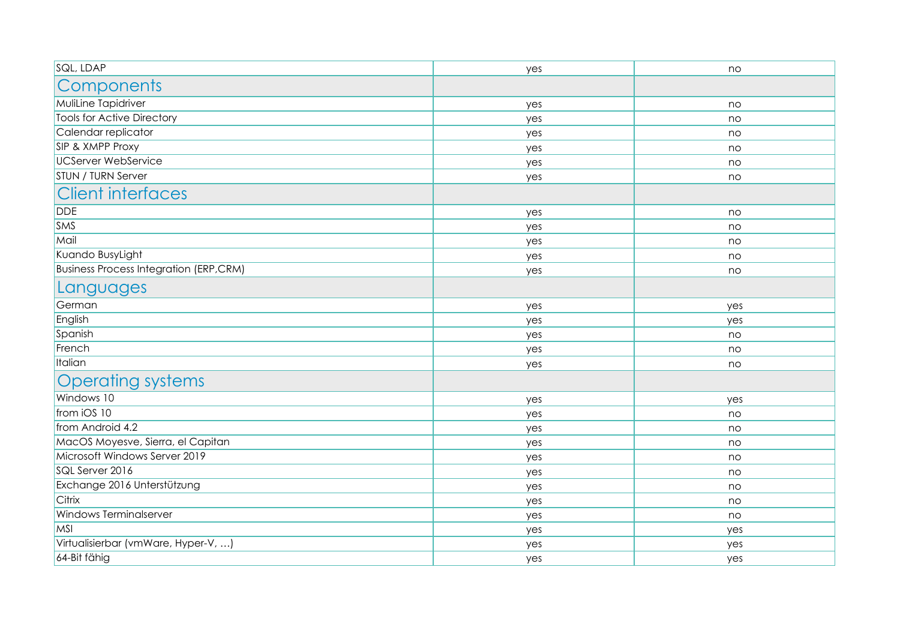| | | |
|---|---|---|
| SQL, LDAP | yes | no |
| **Components** | | |
| MuliLine Tapidriver | yes | no |
| Tools for Active Directory | yes | no |
| Calendar replicator | yes | no |
| SIP & XMPP Proxy | yes | no |
| UCServer WebService | yes | no |
| STUN / TURN Server | yes | no |
| **Client interfaces** | | |
| DDE | yes | no |
| SMS | yes | no |
| Mail | yes | no |
| Kuando BusyLight | yes | no |
| Business Process Integration (ERP,CRM) | yes | no |
| **Languages** | | |
| German | yes | yes |
| English | yes | yes |
| Spanish | yes | no |
| French | yes | no |
| Italian | yes | no |
| **Operating systems** | | |
| Windows 10 | yes | yes |
| from iOS 10 | yes | no |
| from Android 4.2 | yes | no |
| MacOS Moyesve, Sierra, el Capitan | yes | no |
| Microsoft Windows Server 2019 | yes | no |
| SQL Server 2016 | yes | no |
| Exchange 2016 Unterstützung | yes | no |
| Citrix | yes | no |
| Windows Terminalserver | yes | no |
| MSI | yes | yes |
| Virtualisierbar (vmWare, Hyper-V, ...) | yes | yes |
| 64-Bit fähig | yes | yes |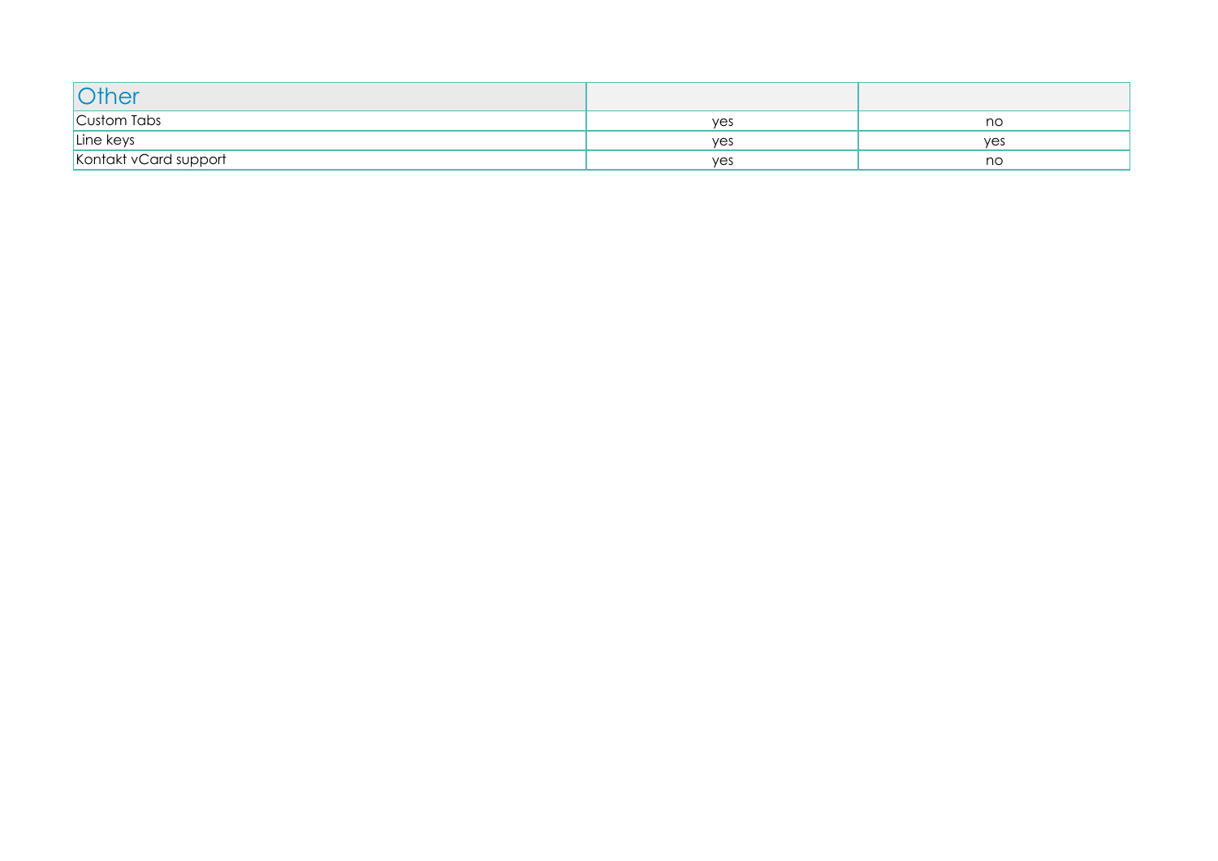| Other | | |
|---|---|---|
| Custom Tabs | yes | no |
| Line keys | yes | yes |
| Kontakt vCard support | yes | no |